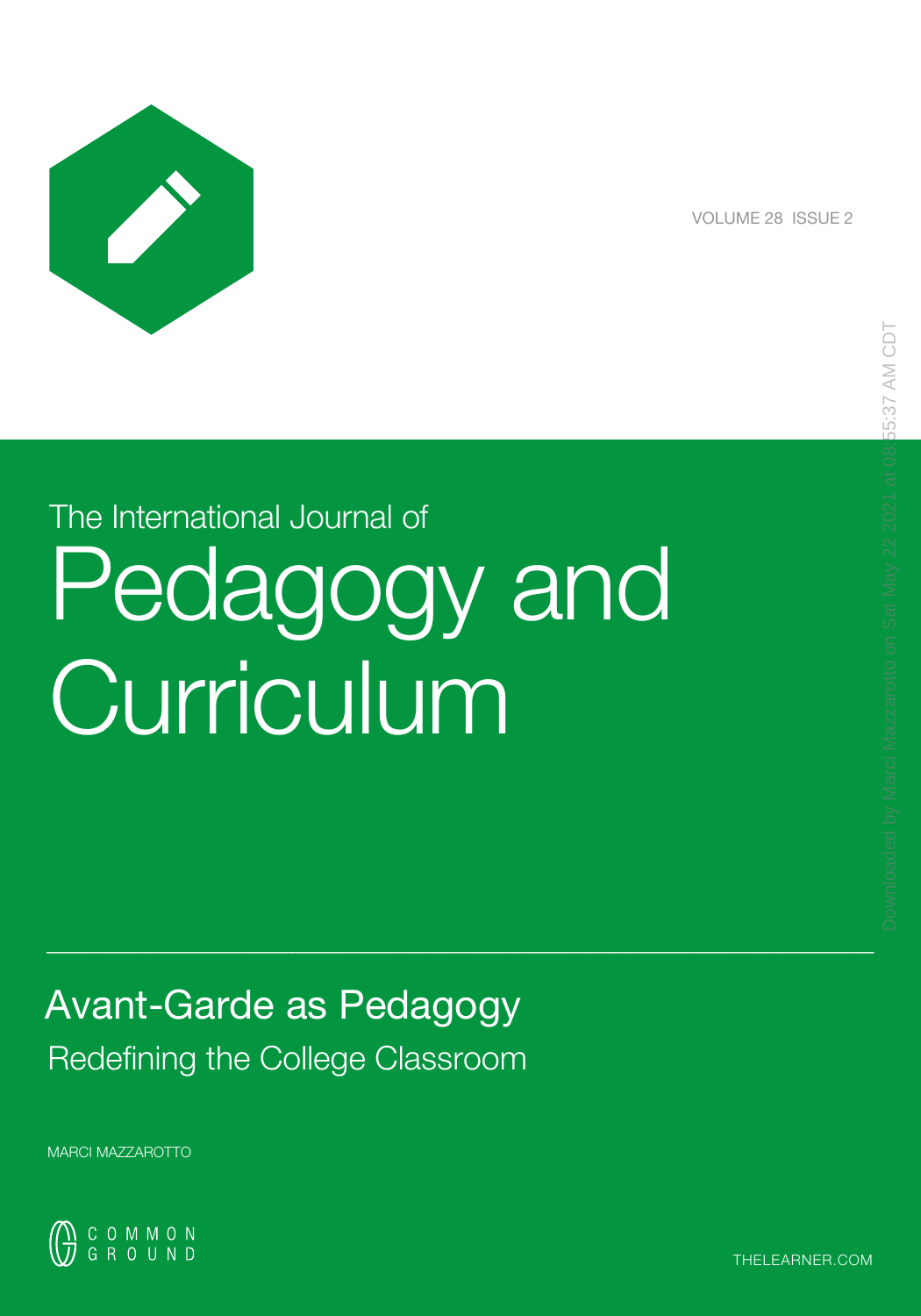VOLUME 28 ISSUE 2

The International Journal of

# Pedagogy and Curriculum

## Avant-Garde as Pedagogy

### Redefining the College Classroom

MARCI MAZZAROTTO

COMMON GROUND

THELEARNER.COM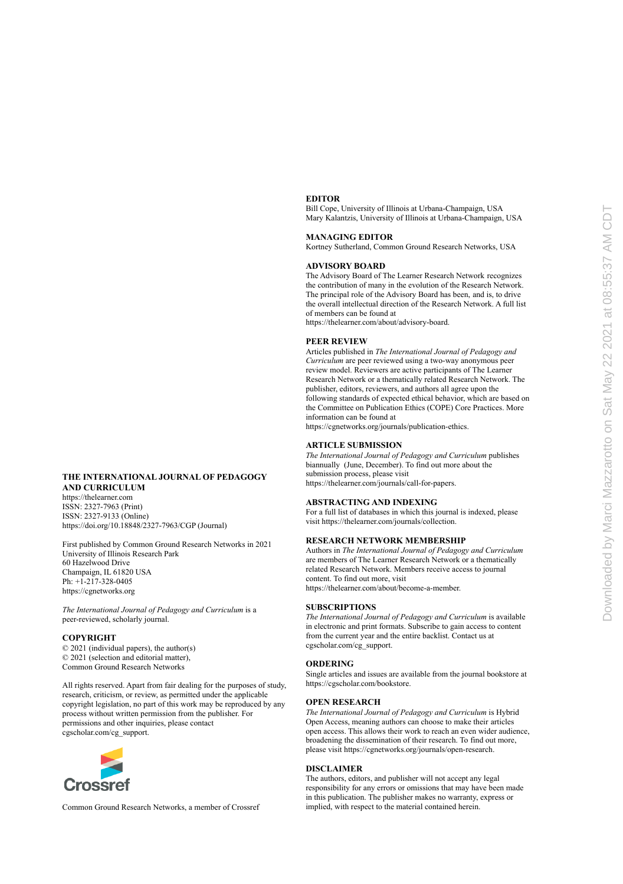**THE INTERNATIONAL JOURNAL OF PEDAGOGY AND CURRICULUM**

https://thelearner.com
ISSN: 2327-7963 (Print)
ISSN: 2327-9133 (Online)
https://doi.org/10.18848/2327-7963/CGP (Journal)

First published by Common Ground Research Networks in 2021
University of Illinois Research Park
60 Hazelwood Drive
Champaign, IL 61820 USA
Ph: +1-217-328-0405
https://cgnetworks.org

*The International Journal of Pedagogy and Curriculum* is a peer-reviewed, scholarly journal.

**COPYRIGHT**

© 2021 (individual papers), the author(s)
© 2021 (selection and editorial matter), Common Ground Research Networks

All rights reserved. Apart from fair dealing for the purposes of study, research, criticism, or review, as permitted under the applicable copyright legislation, no part of this work may be reproduced by any process without written permission from the publisher. For permissions and other inquiries, please contact cgscholar.com/cg_support.

Common Ground Research Networks, a member of Crossref

**EDITOR**

Bill Cope, University of Illinois at Urbana-Champaign, USA
Mary Kalantzis, University of Illinois at Urbana-Champaign, USA

**MANAGING EDITOR**

Kortney Sutherland, Common Ground Research Networks, USA

**ADVISORY BOARD**

The Advisory Board of The Learner Research Network recognizes the contribution of many in the evolution of the Research Network. The principal role of the Advisory Board has been, and is, to drive the overall intellectual direction of the Research Network. A full list of members can be found at https://thelearner.com/about/advisory-board.

**PEER REVIEW**

Articles published in *The International Journal of Pedagogy and Curriculum* are peer reviewed using a two-way anonymous peer review model. Reviewers are active participants of The Learner Research Network or a thematically related Research Network. The publisher, editors, reviewers, and authors all agree upon the following standards of expected ethical behavior, which are based on the Committee on Publication Ethics (COPE) Core Practices. More information can be found at https://cgnetworks.org/journals/publication-ethics.

**ARTICLE SUBMISSION**

*The International Journal of Pedagogy and Curriculum* publishes biannually (June, December). To find out more about the submission process, please visit https://thelearner.com/journals/call-for-papers.

**ABSTRACTING AND INDEXING**

For a full list of databases in which this journal is indexed, please visit https://thelearner.com/journals/collection.

**RESEARCH NETWORK MEMBERSHIP**

Authors in *The International Journal of Pedagogy and Curriculum* are members of The Learner Research Network or a thematically related Research Network. Members receive access to journal content. To find out more, visit https://thelearner.com/about/become-a-member.

**SUBSCRIPTIONS**

*The International Journal of Pedagogy and Curriculum* is available in electronic and print formats. Subscribe to gain access to content from the current year and the entire backlist. Contact us at cgscholar.com/cg_support.

**ORDERING**

Single articles and issues are available from the journal bookstore at https://cgscholar.com/bookstore.

**OPEN RESEARCH**

*The International Journal of Pedagogy and Curriculum* is Hybrid Open Access, meaning authors can choose to make their articles open access. This allows their work to reach an even wider audience, broadening the dissemination of their research. To find out more, please visit https://cgnetworks.org/journals/open-research.

**DISCLAIMER**

The authors, editors, and publisher will not accept any legal responsibility for any errors or omissions that may have been made in this publication. The publisher makes no warranty, express or implied, with respect to the material contained herein.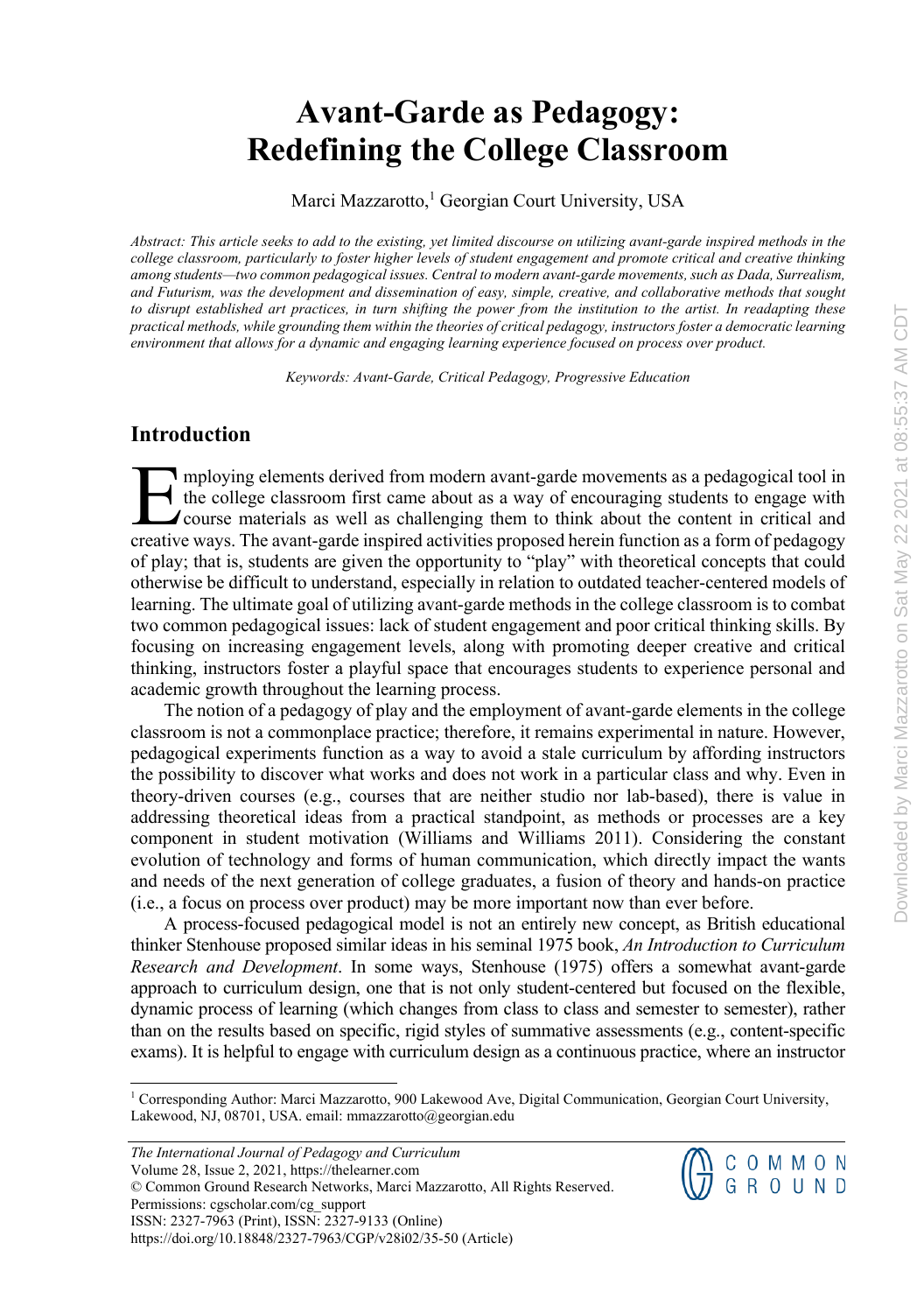# Avant-Garde as Pedagogy: Redefining the College Classroom

Marci Mazzarotto,[1] Georgian Court University, USA

*Abstract: This article seeks to add to the existing, yet limited discourse on utilizing avant-garde inspired methods in the college classroom, particularly to foster higher levels of student engagement and promote critical and creative thinking among students—two common pedagogical issues. Central to modern avant-garde movements, such as Dada, Surrealism, and Futurism, was the development and dissemination of easy, simple, creative, and collaborative methods that sought to disrupt established art practices, in turn shifting the power from the institution to the artist. In readapting these practical methods, while grounding them within the theories of critical pedagogy, instructors foster a democratic learning environment that allows for a dynamic and engaging learning experience focused on process over product.*

*Keywords: Avant-Garde, Critical Pedagogy, Progressive Education*

## Introduction

Employing elements derived from modern avant-garde movements as a pedagogical tool in the college classroom first came about as a way of encouraging students to engage with course materials as well as challenging them to think about the content in critical and creative ways. The avant-garde inspired activities proposed herein function as a form of pedagogy of play; that is, students are given the opportunity to "play" with theoretical concepts that could otherwise be difficult to understand, especially in relation to outdated teacher-centered models of learning. The ultimate goal of utilizing avant-garde methods in the college classroom is to combat two common pedagogical issues: lack of student engagement and poor critical thinking skills. By focusing on increasing engagement levels, along with promoting deeper creative and critical thinking, instructors foster a playful space that encourages students to experience personal and academic growth throughout the learning process.

The notion of a pedagogy of play and the employment of avant-garde elements in the college classroom is not a commonplace practice; therefore, it remains experimental in nature. However, pedagogical experiments function as a way to avoid a stale curriculum by affording instructors the possibility to discover what works and does not work in a particular class and why. Even in theory-driven courses (e.g., courses that are neither studio nor lab-based), there is value in addressing theoretical ideas from a practical standpoint, as methods or processes are a key component in student motivation (Williams and Williams 2011). Considering the constant evolution of technology and forms of human communication, which directly impact the wants and needs of the next generation of college graduates, a fusion of theory and hands-on practice (i.e., a focus on process over product) may be more important now than ever before.

A process-focused pedagogical model is not an entirely new concept, as British educational thinker Stenhouse proposed similar ideas in his seminal 1975 book, *An Introduction to Curriculum Research and Development*. In some ways, Stenhouse (1975) offers a somewhat avant-garde approach to curriculum design, one that is not only student-centered but focused on the flexible, dynamic process of learning (which changes from class to class and semester to semester), rather than on the results based on specific, rigid styles of summative assessments (e.g., content-specific exams). It is helpful to engage with curriculum design as a continuous practice, where an instructor

[1] Corresponding Author: Marci Mazzarotto, 900 Lakewood Ave, Digital Communication, Georgian Court University, Lakewood, NJ, 08701, USA. email: mmazzarotto@georgian.edu

*The International Journal of Pedagogy and Curriculum*
Volume 28, Issue 2, 2021, https://thelearner.com
© Common Ground Research Networks, Marci Mazzarotto, All Rights Reserved.
Permissions: cgscholar.com/cg_support
ISSN: 2327-7963 (Print), ISSN: 2327-9133 (Online)
https://doi.org/10.18848/2327-7963/CGP/v28i02/35-50 (Article)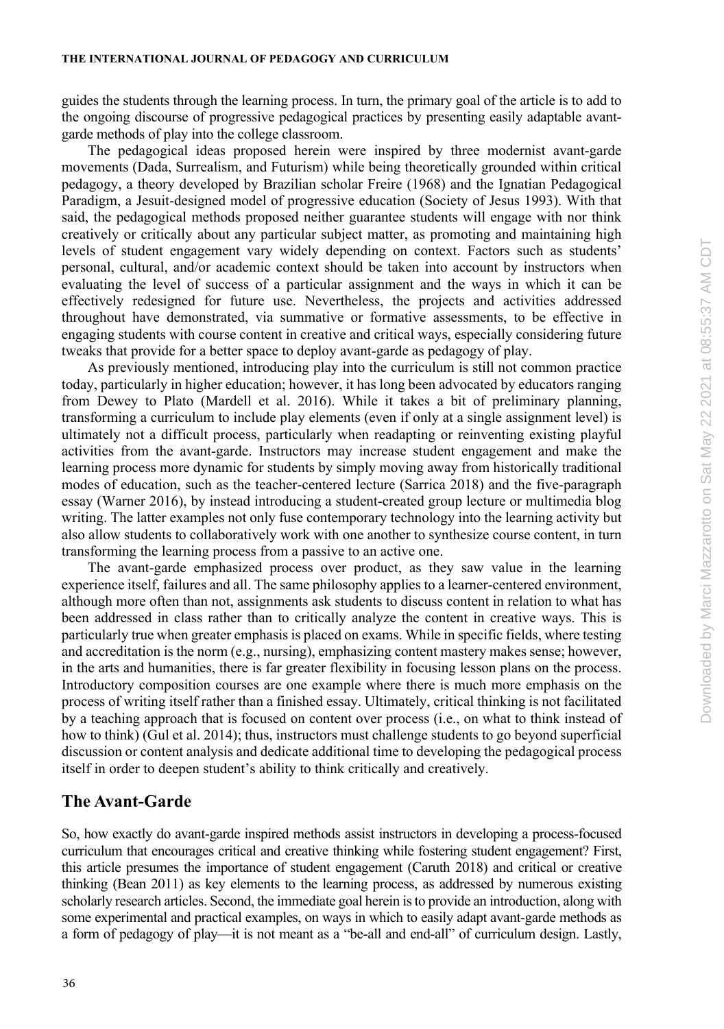guides the students through the learning process. In turn, the primary goal of the article is to add to the ongoing discourse of progressive pedagogical practices by presenting easily adaptable avant-garde methods of play into the college classroom.

The pedagogical ideas proposed herein were inspired by three modernist avant-garde movements (Dada, Surrealism, and Futurism) while being theoretically grounded within critical pedagogy, a theory developed by Brazilian scholar Freire (1968) and the Ignatian Pedagogical Paradigm, a Jesuit-designed model of progressive education (Society of Jesus 1993). With that said, the pedagogical methods proposed neither guarantee students will engage with nor think creatively or critically about any particular subject matter, as promoting and maintaining high levels of student engagement vary widely depending on context. Factors such as students' personal, cultural, and/or academic context should be taken into account by instructors when evaluating the level of success of a particular assignment and the ways in which it can be effectively redesigned for future use. Nevertheless, the projects and activities addressed throughout have demonstrated, via summative or formative assessments, to be effective in engaging students with course content in creative and critical ways, especially considering future tweaks that provide for a better space to deploy avant-garde as pedagogy of play.

As previously mentioned, introducing play into the curriculum is still not common practice today, particularly in higher education; however, it has long been advocated by educators ranging from Dewey to Plato (Mardell et al. 2016). While it takes a bit of preliminary planning, transforming a curriculum to include play elements (even if only at a single assignment level) is ultimately not a difficult process, particularly when readapting or reinventing existing playful activities from the avant-garde. Instructors may increase student engagement and make the learning process more dynamic for students by simply moving away from historically traditional modes of education, such as the teacher-centered lecture (Sarrica 2018) and the five-paragraph essay (Warner 2016), by instead introducing a student-created group lecture or multimedia blog writing. The latter examples not only fuse contemporary technology into the learning activity but also allow students to collaboratively work with one another to synthesize course content, in turn transforming the learning process from a passive to an active one.

The avant-garde emphasized process over product, as they saw value in the learning experience itself, failures and all. The same philosophy applies to a learner-centered environment, although more often than not, assignments ask students to discuss content in relation to what has been addressed in class rather than to critically analyze the content in creative ways. This is particularly true when greater emphasis is placed on exams. While in specific fields, where testing and accreditation is the norm (e.g., nursing), emphasizing content mastery makes sense; however, in the arts and humanities, there is far greater flexibility in focusing lesson plans on the process. Introductory composition courses are one example where there is much more emphasis on the process of writing itself rather than a finished essay. Ultimately, critical thinking is not facilitated by a teaching approach that is focused on content over process (i.e., on what to think instead of how to think) (Gul et al. 2014); thus, instructors must challenge students to go beyond superficial discussion or content analysis and dedicate additional time to developing the pedagogical process itself in order to deepen student's ability to think critically and creatively.

## The Avant-Garde

So, how exactly do avant-garde inspired methods assist instructors in developing a process-focused curriculum that encourages critical and creative thinking while fostering student engagement? First, this article presumes the importance of student engagement (Caruth 2018) and critical or creative thinking (Bean 2011) as key elements to the learning process, as addressed by numerous existing scholarly research articles. Second, the immediate goal herein is to provide an introduction, along with some experimental and practical examples, on ways in which to easily adapt avant-garde methods as a form of pedagogy of play—it is not meant as a "be-all and end-all" of curriculum design. Lastly,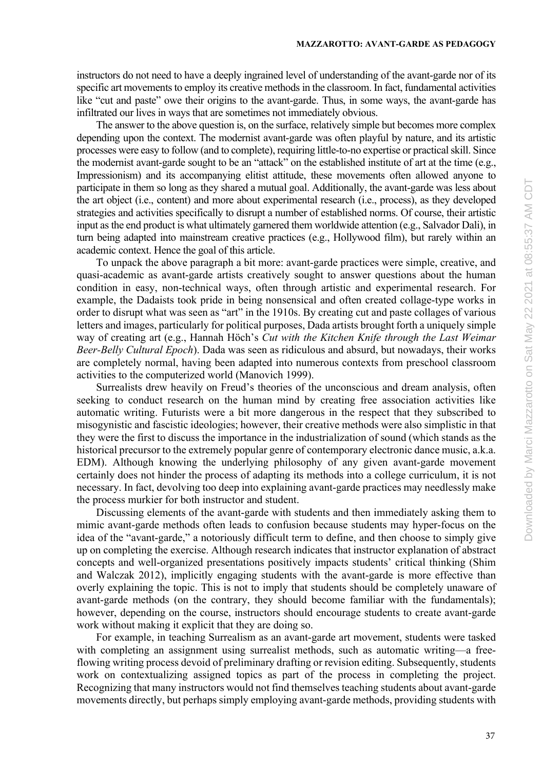instructors do not need to have a deeply ingrained level of understanding of the avant-garde nor of its specific art movements to employ its creative methods in the classroom. In fact, fundamental activities like "cut and paste" owe their origins to the avant-garde. Thus, in some ways, the avant-garde has infiltrated our lives in ways that are sometimes not immediately obvious.

The answer to the above question is, on the surface, relatively simple but becomes more complex depending upon the context. The modernist avant-garde was often playful by nature, and its artistic processes were easy to follow (and to complete), requiring little-to-no expertise or practical skill. Since the modernist avant-garde sought to be an "attack" on the established institute of art at the time (e.g., Impressionism) and its accompanying elitist attitude, these movements often allowed anyone to participate in them so long as they shared a mutual goal. Additionally, the avant-garde was less about the art object (i.e., content) and more about experimental research (i.e., process), as they developed strategies and activities specifically to disrupt a number of established norms. Of course, their artistic input as the end product is what ultimately garnered them worldwide attention (e.g., Salvador Dali), in turn being adapted into mainstream creative practices (e.g., Hollywood film), but rarely within an academic context. Hence the goal of this article.

To unpack the above paragraph a bit more: avant-garde practices were simple, creative, and quasi-academic as avant-garde artists creatively sought to answer questions about the human condition in easy, non-technical ways, often through artistic and experimental research. For example, the Dadaists took pride in being nonsensical and often created collage-type works in order to disrupt what was seen as "art" in the 1910s. By creating cut and paste collages of various letters and images, particularly for political purposes, Dada artists brought forth a uniquely simple way of creating art (e.g., Hannah Höch's *Cut with the Kitchen Knife through the Last Weimar Beer-Belly Cultural Epoch*). Dada was seen as ridiculous and absurd, but nowadays, their works are completely normal, having been adapted into numerous contexts from preschool classroom activities to the computerized world (Manovich 1999).

Surrealists drew heavily on Freud's theories of the unconscious and dream analysis, often seeking to conduct research on the human mind by creating free association activities like automatic writing. Futurists were a bit more dangerous in the respect that they subscribed to misogynistic and fascistic ideologies; however, their creative methods were also simplistic in that they were the first to discuss the importance in the industrialization of sound (which stands as the historical precursor to the extremely popular genre of contemporary electronic dance music, a.k.a. EDM). Although knowing the underlying philosophy of any given avant-garde movement certainly does not hinder the process of adapting its methods into a college curriculum, it is not necessary. In fact, devolving too deep into explaining avant-garde practices may needlessly make the process murkier for both instructor and student.

Discussing elements of the avant-garde with students and then immediately asking them to mimic avant-garde methods often leads to confusion because students may hyper-focus on the idea of the "avant-garde," a notoriously difficult term to define, and then choose to simply give up on completing the exercise. Although research indicates that instructor explanation of abstract concepts and well-organized presentations positively impacts students' critical thinking (Shim and Walczak 2012), implicitly engaging students with the avant-garde is more effective than overly explaining the topic. This is not to imply that students should be completely unaware of avant-garde methods (on the contrary, they should become familiar with the fundamentals); however, depending on the course, instructors should encourage students to create avant-garde work without making it explicit that they are doing so.

For example, in teaching Surrealism as an avant-garde art movement, students were tasked with completing an assignment using surrealist methods, such as automatic writing—a free-flowing writing process devoid of preliminary drafting or revision editing. Subsequently, students work on contextualizing assigned topics as part of the process in completing the project. Recognizing that many instructors would not find themselves teaching students about avant-garde movements directly, but perhaps simply employing avant-garde methods, providing students with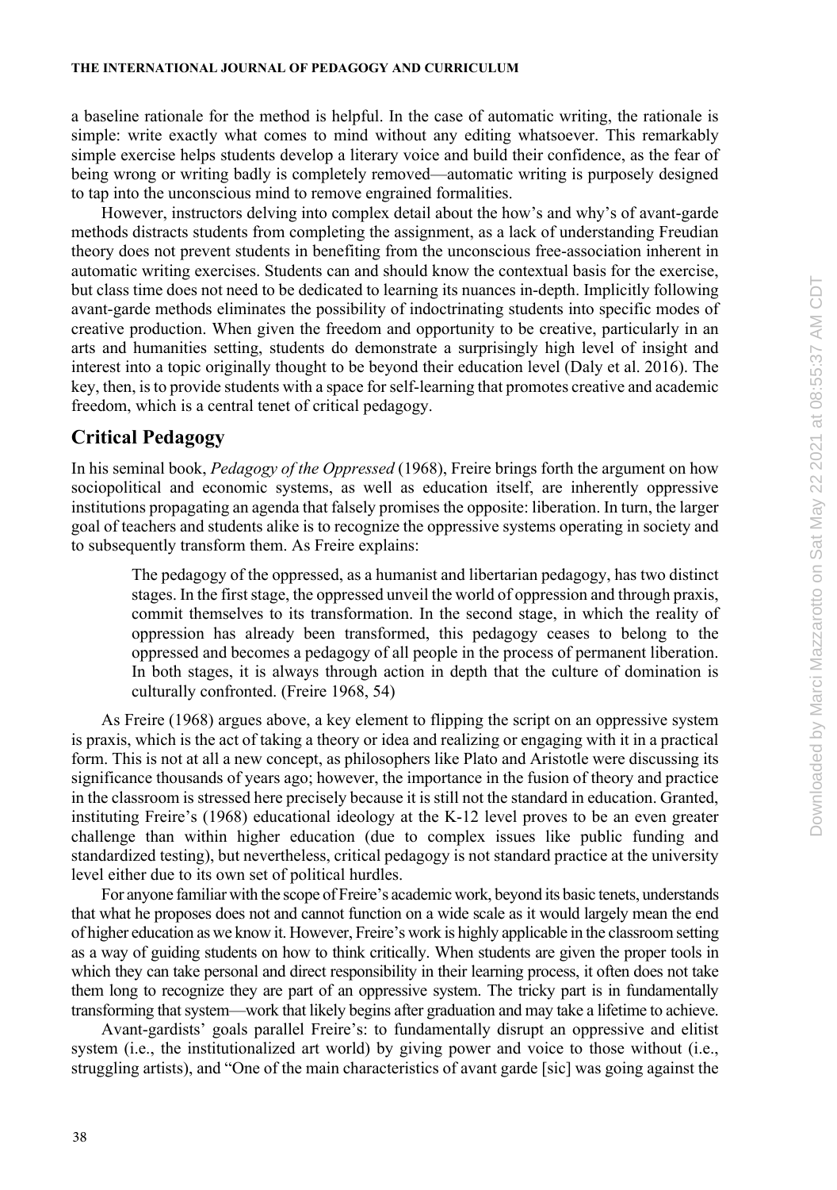a baseline rationale for the method is helpful. In the case of automatic writing, the rationale is simple: write exactly what comes to mind without any editing whatsoever. This remarkably simple exercise helps students develop a literary voice and build their confidence, as the fear of being wrong or writing badly is completely removed—automatic writing is purposely designed to tap into the unconscious mind to remove engrained formalities.

However, instructors delving into complex detail about the how's and why's of avant-garde methods distracts students from completing the assignment, as a lack of understanding Freudian theory does not prevent students in benefiting from the unconscious free-association inherent in automatic writing exercises. Students can and should know the contextual basis for the exercise, but class time does not need to be dedicated to learning its nuances in-depth. Implicitly following avant-garde methods eliminates the possibility of indoctrinating students into specific modes of creative production. When given the freedom and opportunity to be creative, particularly in an arts and humanities setting, students do demonstrate a surprisingly high level of insight and interest into a topic originally thought to be beyond their education level (Daly et al. 2016). The key, then, is to provide students with a space for self-learning that promotes creative and academic freedom, which is a central tenet of critical pedagogy.

## Critical Pedagogy

In his seminal book, *Pedagogy of the Oppressed* (1968), Freire brings forth the argument on how sociopolitical and economic systems, as well as education itself, are inherently oppressive institutions propagating an agenda that falsely promises the opposite: liberation. In turn, the larger goal of teachers and students alike is to recognize the oppressive systems operating in society and to subsequently transform them. As Freire explains:

> The pedagogy of the oppressed, as a humanist and libertarian pedagogy, has two distinct stages. In the first stage, the oppressed unveil the world of oppression and through praxis, commit themselves to its transformation. In the second stage, in which the reality of oppression has already been transformed, this pedagogy ceases to belong to the oppressed and becomes a pedagogy of all people in the process of permanent liberation. In both stages, it is always through action in depth that the culture of domination is culturally confronted. (Freire 1968, 54)

As Freire (1968) argues above, a key element to flipping the script on an oppressive system is praxis, which is the act of taking a theory or idea and realizing or engaging with it in a practical form. This is not at all a new concept, as philosophers like Plato and Aristotle were discussing its significance thousands of years ago; however, the importance in the fusion of theory and practice in the classroom is stressed here precisely because it is still not the standard in education. Granted, instituting Freire's (1968) educational ideology at the K-12 level proves to be an even greater challenge than within higher education (due to complex issues like public funding and standardized testing), but nevertheless, critical pedagogy is not standard practice at the university level either due to its own set of political hurdles.

For anyone familiar with the scope of Freire's academic work, beyond its basic tenets, understands that what he proposes does not and cannot function on a wide scale as it would largely mean the end of higher education as we know it. However, Freire's work is highly applicable in the classroom setting as a way of guiding students on how to think critically. When students are given the proper tools in which they can take personal and direct responsibility in their learning process, it often does not take them long to recognize they are part of an oppressive system. The tricky part is in fundamentally transforming that system—work that likely begins after graduation and may take a lifetime to achieve.

Avant-gardists' goals parallel Freire's: to fundamentally disrupt an oppressive and elitist system (i.e., the institutionalized art world) by giving power and voice to those without (i.e., struggling artists), and "One of the main characteristics of avant garde [sic] was going against the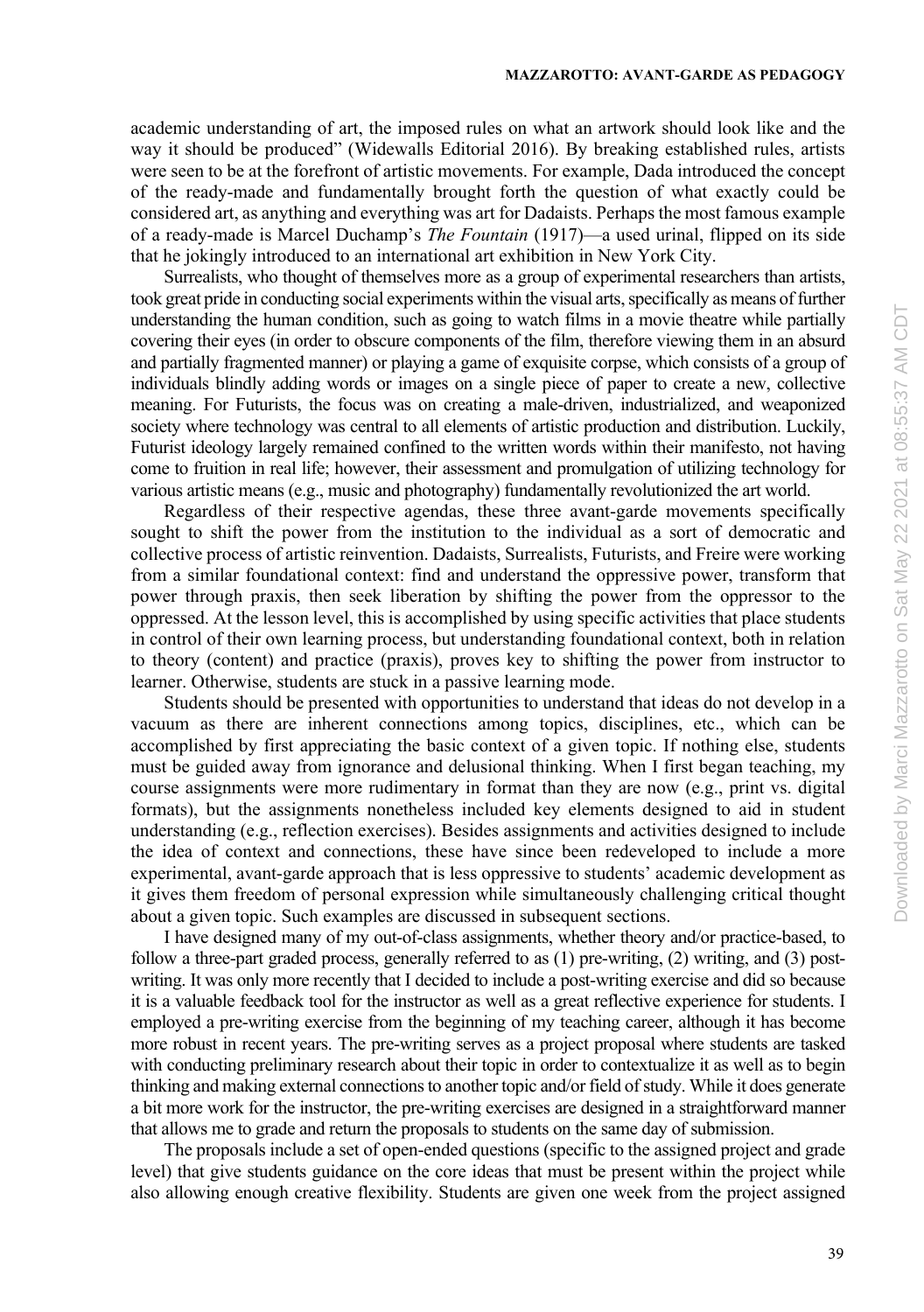academic understanding of art, the imposed rules on what an artwork should look like and the way it should be produced" (Widewalls Editorial 2016). By breaking established rules, artists were seen to be at the forefront of artistic movements. For example, Dada introduced the concept of the ready-made and fundamentally brought forth the question of what exactly could be considered art, as anything and everything was art for Dadaists. Perhaps the most famous example of a ready-made is Marcel Duchamp's *The Fountain* (1917)—a used urinal, flipped on its side that he jokingly introduced to an international art exhibition in New York City.

Surrealists, who thought of themselves more as a group of experimental researchers than artists, took great pride in conducting social experiments within the visual arts, specifically as means of further understanding the human condition, such as going to watch films in a movie theatre while partially covering their eyes (in order to obscure components of the film, therefore viewing them in an absurd and partially fragmented manner) or playing a game of exquisite corpse, which consists of a group of individuals blindly adding words or images on a single piece of paper to create a new, collective meaning. For Futurists, the focus was on creating a male-driven, industrialized, and weaponized society where technology was central to all elements of artistic production and distribution. Luckily, Futurist ideology largely remained confined to the written words within their manifesto, not having come to fruition in real life; however, their assessment and promulgation of utilizing technology for various artistic means (e.g., music and photography) fundamentally revolutionized the art world.

Regardless of their respective agendas, these three avant-garde movements specifically sought to shift the power from the institution to the individual as a sort of democratic and collective process of artistic reinvention. Dadaists, Surrealists, Futurists, and Freire were working from a similar foundational context: find and understand the oppressive power, transform that power through praxis, then seek liberation by shifting the power from the oppressor to the oppressed. At the lesson level, this is accomplished by using specific activities that place students in control of their own learning process, but understanding foundational context, both in relation to theory (content) and practice (praxis), proves key to shifting the power from instructor to learner. Otherwise, students are stuck in a passive learning mode.

Students should be presented with opportunities to understand that ideas do not develop in a vacuum as there are inherent connections among topics, disciplines, etc., which can be accomplished by first appreciating the basic context of a given topic. If nothing else, students must be guided away from ignorance and delusional thinking. When I first began teaching, my course assignments were more rudimentary in format than they are now (e.g., print vs. digital formats), but the assignments nonetheless included key elements designed to aid in student understanding (e.g., reflection exercises). Besides assignments and activities designed to include the idea of context and connections, these have since been redeveloped to include a more experimental, avant-garde approach that is less oppressive to students' academic development as it gives them freedom of personal expression while simultaneously challenging critical thought about a given topic. Such examples are discussed in subsequent sections.

I have designed many of my out-of-class assignments, whether theory and/or practice-based, to follow a three-part graded process, generally referred to as (1) pre-writing, (2) writing, and (3) post-writing. It was only more recently that I decided to include a post-writing exercise and did so because it is a valuable feedback tool for the instructor as well as a great reflective experience for students. I employed a pre-writing exercise from the beginning of my teaching career, although it has become more robust in recent years. The pre-writing serves as a project proposal where students are tasked with conducting preliminary research about their topic in order to contextualize it as well as to begin thinking and making external connections to another topic and/or field of study. While it does generate a bit more work for the instructor, the pre-writing exercises are designed in a straightforward manner that allows me to grade and return the proposals to students on the same day of submission.

The proposals include a set of open-ended questions (specific to the assigned project and grade level) that give students guidance on the core ideas that must be present within the project while also allowing enough creative flexibility. Students are given one week from the project assigned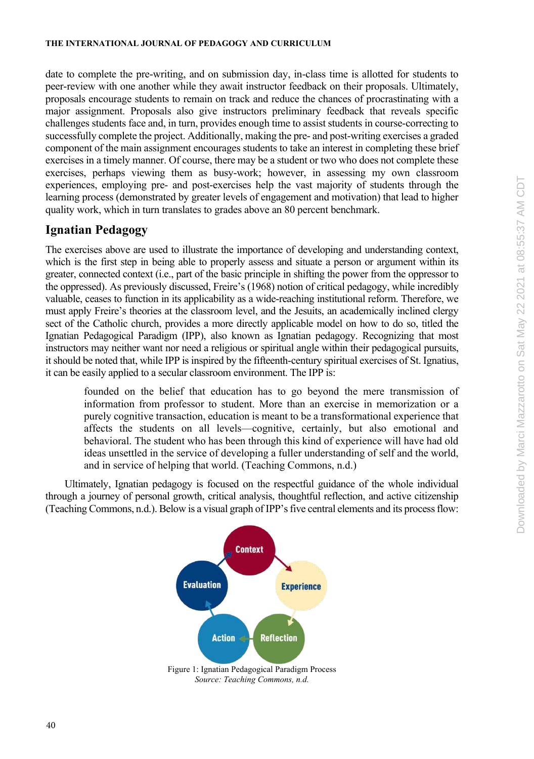date to complete the pre-writing, and on submission day, in-class time is allotted for students to peer-review with one another while they await instructor feedback on their proposals. Ultimately, proposals encourage students to remain on track and reduce the chances of procrastinating with a major assignment. Proposals also give instructors preliminary feedback that reveals specific challenges students face and, in turn, provides enough time to assist students in course-correcting to successfully complete the project. Additionally, making the pre- and post-writing exercises a graded component of the main assignment encourages students to take an interest in completing these brief exercises in a timely manner. Of course, there may be a student or two who does not complete these exercises, perhaps viewing them as busy-work; however, in assessing my own classroom experiences, employing pre- and post-exercises help the vast majority of students through the learning process (demonstrated by greater levels of engagement and motivation) that lead to higher quality work, which in turn translates to grades above an 80 percent benchmark.

## Ignatian Pedagogy

The exercises above are used to illustrate the importance of developing and understanding context, which is the first step in being able to properly assess and situate a person or argument within its greater, connected context (i.e., part of the basic principle in shifting the power from the oppressor to the oppressed). As previously discussed, Freire's (1968) notion of critical pedagogy, while incredibly valuable, ceases to function in its applicability as a wide-reaching institutional reform. Therefore, we must apply Freire's theories at the classroom level, and the Jesuits, an academically inclined clergy sect of the Catholic church, provides a more directly applicable model on how to do so, titled the Ignatian Pedagogical Paradigm (IPP), also known as Ignatian pedagogy. Recognizing that most instructors may neither want nor need a religious or spiritual angle within their pedagogical pursuits, it should be noted that, while IPP is inspired by the fifteenth-century spiritual exercises of St. Ignatius, it can be easily applied to a secular classroom environment. The IPP is:

> founded on the belief that education has to go beyond the mere transmission of information from professor to student. More than an exercise in memorization or a purely cognitive transaction, education is meant to be a transformational experience that affects the students on all levels—cognitive, certainly, but also emotional and behavioral. The student who has been through this kind of experience will have had old ideas unsettled in the service of developing a fuller understanding of self and the world, and in service of helping that world. (Teaching Commons, n.d.)

Ultimately, Ignatian pedagogy is focused on the respectful guidance of the whole individual through a journey of personal growth, critical analysis, thoughtful reflection, and active citizenship (Teaching Commons, n.d.). Below is a visual graph of IPP's five central elements and its process flow:

Context → Experience → Reflection → Action → Evaluation

Figure 1: Ignatian Pedagogical Paradigm Process
*Source: Teaching Commons, n.d.*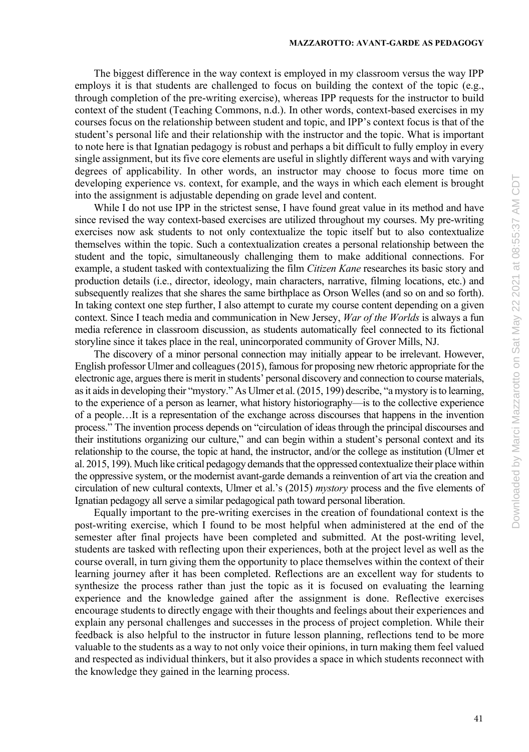The biggest difference in the way context is employed in my classroom versus the way IPP employs it is that students are challenged to focus on building the context of the topic (e.g., through completion of the pre-writing exercise), whereas IPP requests for the instructor to build context of the student (Teaching Commons, n.d.). In other words, context-based exercises in my courses focus on the relationship between student and topic, and IPP's context focus is that of the student's personal life and their relationship with the instructor and the topic. What is important to note here is that Ignatian pedagogy is robust and perhaps a bit difficult to fully employ in every single assignment, but its five core elements are useful in slightly different ways and with varying degrees of applicability. In other words, an instructor may choose to focus more time on developing experience vs. context, for example, and the ways in which each element is brought into the assignment is adjustable depending on grade level and content.

While I do not use IPP in the strictest sense, I have found great value in its method and have since revised the way context-based exercises are utilized throughout my courses. My pre-writing exercises now ask students to not only contextualize the topic itself but to also contextualize themselves within the topic. Such a contextualization creates a personal relationship between the student and the topic, simultaneously challenging them to make additional connections. For example, a student tasked with contextualizing the film *Citizen Kane* researches its basic story and production details (i.e., director, ideology, main characters, narrative, filming locations, etc.) and subsequently realizes that she shares the same birthplace as Orson Welles (and so on and so forth). In taking context one step further, I also attempt to curate my course content depending on a given context. Since I teach media and communication in New Jersey, *War of the Worlds* is always a fun media reference in classroom discussion, as students automatically feel connected to its fictional storyline since it takes place in the real, unincorporated community of Grover Mills, NJ.

The discovery of a minor personal connection may initially appear to be irrelevant. However, English professor Ulmer and colleagues (2015), famous for proposing new rhetoric appropriate for the electronic age, argues there is merit in students' personal discovery and connection to course materials, as it aids in developing their "mystory." As Ulmer et al. (2015, 199) describe, "a mystory is to learning, to the experience of a person as learner, what history historiography—is to the collective experience of a people…It is a representation of the exchange across discourses that happens in the invention process." The invention process depends on "circulation of ideas through the principal discourses and their institutions organizing our culture," and can begin within a student's personal context and its relationship to the course, the topic at hand, the instructor, and/or the college as institution (Ulmer et al. 2015, 199). Much like critical pedagogy demands that the oppressed contextualize their place within the oppressive system, or the modernist avant-garde demands a reinvention of art via the creation and circulation of new cultural contexts, Ulmer et al.'s (2015) *mystory* process and the five elements of Ignatian pedagogy all serve a similar pedagogical path toward personal liberation.

Equally important to the pre-writing exercises in the creation of foundational context is the post-writing exercise, which I found to be most helpful when administered at the end of the semester after final projects have been completed and submitted. At the post-writing level, students are tasked with reflecting upon their experiences, both at the project level as well as the course overall, in turn giving them the opportunity to place themselves within the context of their learning journey after it has been completed. Reflections are an excellent way for students to synthesize the process rather than just the topic as it is focused on evaluating the learning experience and the knowledge gained after the assignment is done. Reflective exercises encourage students to directly engage with their thoughts and feelings about their experiences and explain any personal challenges and successes in the process of project completion. While their feedback is also helpful to the instructor in future lesson planning, reflections tend to be more valuable to the students as a way to not only voice their opinions, in turn making them feel valued and respected as individual thinkers, but it also provides a space in which students reconnect with the knowledge they gained in the learning process.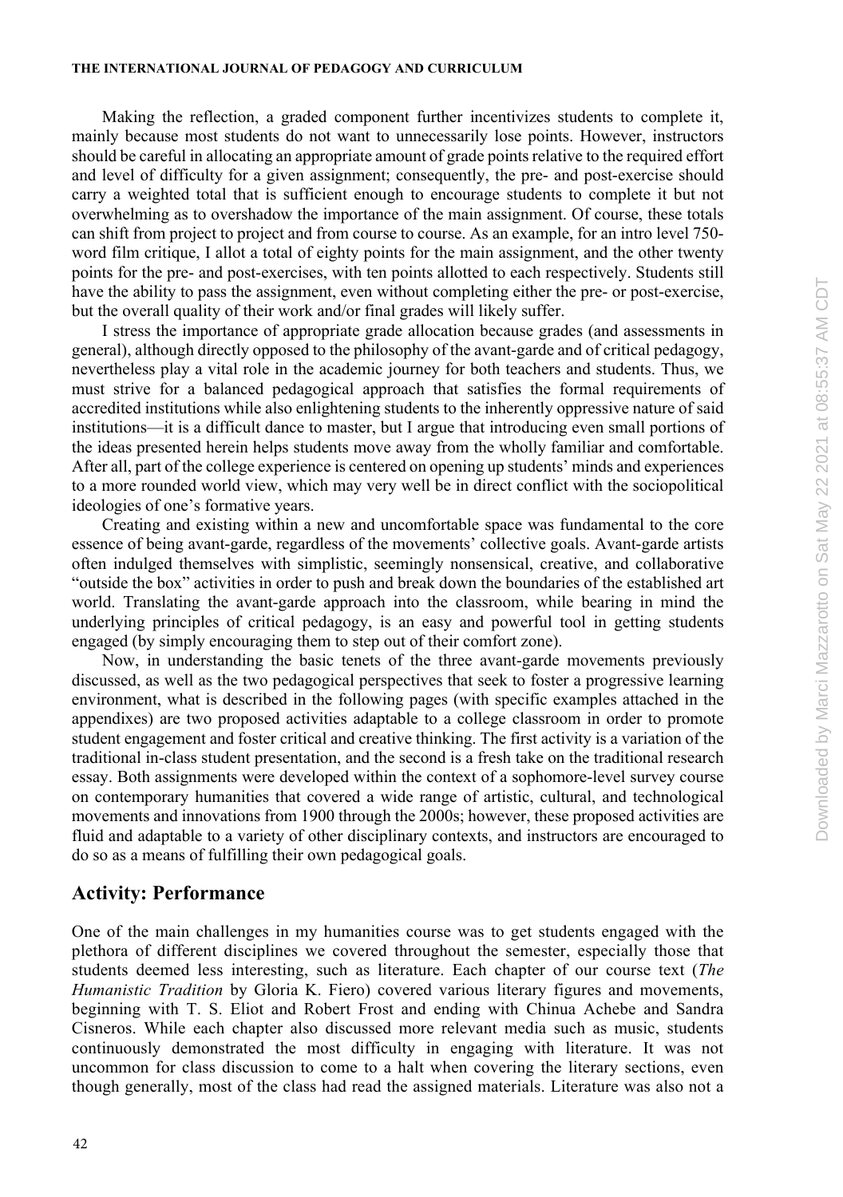Making the reflection, a graded component further incentivizes students to complete it, mainly because most students do not want to unnecessarily lose points. However, instructors should be careful in allocating an appropriate amount of grade points relative to the required effort and level of difficulty for a given assignment; consequently, the pre- and post-exercise should carry a weighted total that is sufficient enough to encourage students to complete it but not overwhelming as to overshadow the importance of the main assignment. Of course, these totals can shift from project to project and from course to course. As an example, for an intro level 750-word film critique, I allot a total of eighty points for the main assignment, and the other twenty points for the pre- and post-exercises, with ten points allotted to each respectively. Students still have the ability to pass the assignment, even without completing either the pre- or post-exercise, but the overall quality of their work and/or final grades will likely suffer.

I stress the importance of appropriate grade allocation because grades (and assessments in general), although directly opposed to the philosophy of the avant-garde and of critical pedagogy, nevertheless play a vital role in the academic journey for both teachers and students. Thus, we must strive for a balanced pedagogical approach that satisfies the formal requirements of accredited institutions while also enlightening students to the inherently oppressive nature of said institutions—it is a difficult dance to master, but I argue that introducing even small portions of the ideas presented herein helps students move away from the wholly familiar and comfortable. After all, part of the college experience is centered on opening up students' minds and experiences to a more rounded world view, which may very well be in direct conflict with the sociopolitical ideologies of one's formative years.

Creating and existing within a new and uncomfortable space was fundamental to the core essence of being avant-garde, regardless of the movements' collective goals. Avant-garde artists often indulged themselves with simplistic, seemingly nonsensical, creative, and collaborative "outside the box" activities in order to push and break down the boundaries of the established art world. Translating the avant-garde approach into the classroom, while bearing in mind the underlying principles of critical pedagogy, is an easy and powerful tool in getting students engaged (by simply encouraging them to step out of their comfort zone).

Now, in understanding the basic tenets of the three avant-garde movements previously discussed, as well as the two pedagogical perspectives that seek to foster a progressive learning environment, what is described in the following pages (with specific examples attached in the appendixes) are two proposed activities adaptable to a college classroom in order to promote student engagement and foster critical and creative thinking. The first activity is a variation of the traditional in-class student presentation, and the second is a fresh take on the traditional research essay. Both assignments were developed within the context of a sophomore-level survey course on contemporary humanities that covered a wide range of artistic, cultural, and technological movements and innovations from 1900 through the 2000s; however, these proposed activities are fluid and adaptable to a variety of other disciplinary contexts, and instructors are encouraged to do so as a means of fulfilling their own pedagogical goals.

## Activity: Performance

One of the main challenges in my humanities course was to get students engaged with the plethora of different disciplines we covered throughout the semester, especially those that students deemed less interesting, such as literature. Each chapter of our course text (*The Humanistic Tradition* by Gloria K. Fiero) covered various literary figures and movements, beginning with T. S. Eliot and Robert Frost and ending with Chinua Achebe and Sandra Cisneros. While each chapter also discussed more relevant media such as music, students continuously demonstrated the most difficulty in engaging with literature. It was not uncommon for class discussion to come to a halt when covering the literary sections, even though generally, most of the class had read the assigned materials. Literature was also not a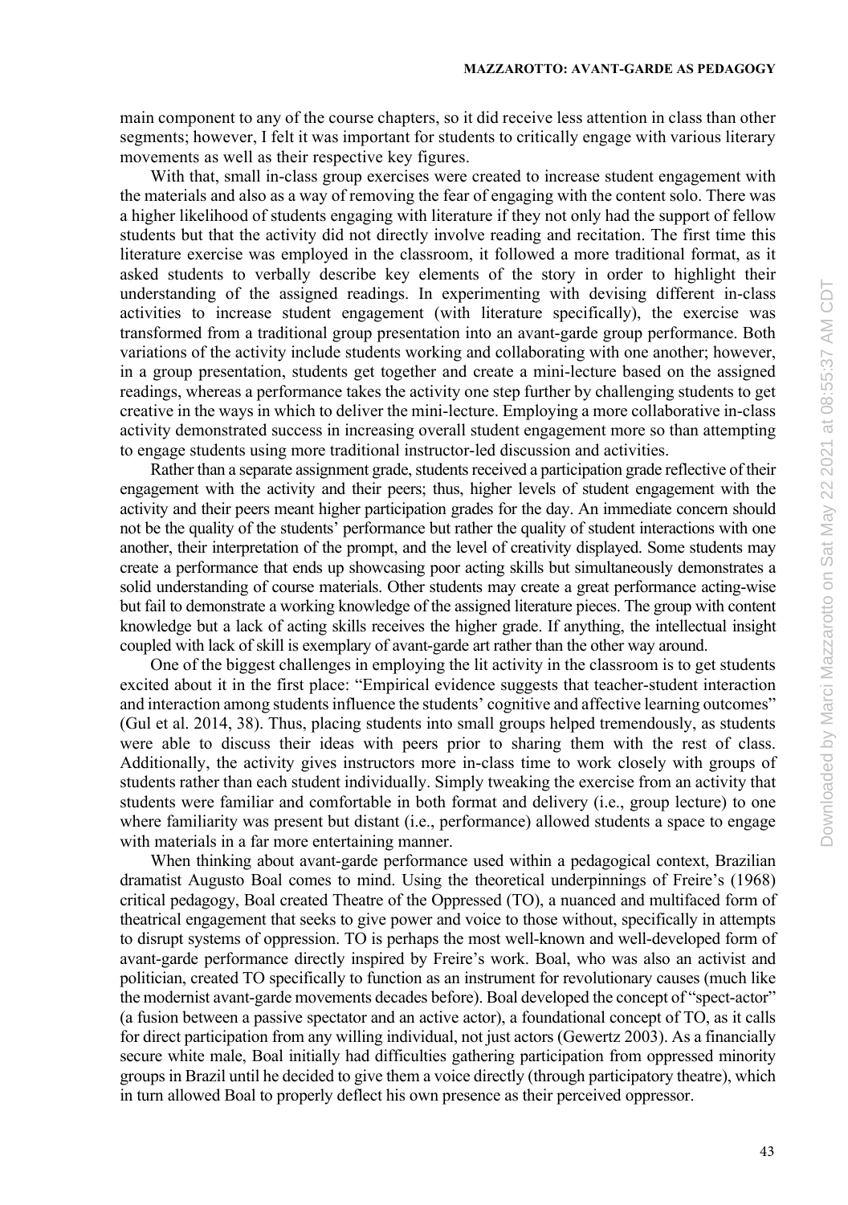main component to any of the course chapters, so it did receive less attention in class than other segments; however, I felt it was important for students to critically engage with various literary movements as well as their respective key figures.

With that, small in-class group exercises were created to increase student engagement with the materials and also as a way of removing the fear of engaging with the content solo. There was a higher likelihood of students engaging with literature if they not only had the support of fellow students but that the activity did not directly involve reading and recitation. The first time this literature exercise was employed in the classroom, it followed a more traditional format, as it asked students to verbally describe key elements of the story in order to highlight their understanding of the assigned readings. In experimenting with devising different in-class activities to increase student engagement (with literature specifically), the exercise was transformed from a traditional group presentation into an avant-garde group performance. Both variations of the activity include students working and collaborating with one another; however, in a group presentation, students get together and create a mini-lecture based on the assigned readings, whereas a performance takes the activity one step further by challenging students to get creative in the ways in which to deliver the mini-lecture. Employing a more collaborative in-class activity demonstrated success in increasing overall student engagement more so than attempting to engage students using more traditional instructor-led discussion and activities.

Rather than a separate assignment grade, students received a participation grade reflective of their engagement with the activity and their peers; thus, higher levels of student engagement with the activity and their peers meant higher participation grades for the day. An immediate concern should not be the quality of the students' performance but rather the quality of student interactions with one another, their interpretation of the prompt, and the level of creativity displayed. Some students may create a performance that ends up showcasing poor acting skills but simultaneously demonstrates a solid understanding of course materials. Other students may create a great performance acting-wise but fail to demonstrate a working knowledge of the assigned literature pieces. The group with content knowledge but a lack of acting skills receives the higher grade. If anything, the intellectual insight coupled with lack of skill is exemplary of avant-garde art rather than the other way around.

One of the biggest challenges in employing the lit activity in the classroom is to get students excited about it in the first place: "Empirical evidence suggests that teacher-student interaction and interaction among students influence the students' cognitive and affective learning outcomes" (Gul et al. 2014, 38). Thus, placing students into small groups helped tremendously, as students were able to discuss their ideas with peers prior to sharing them with the rest of class. Additionally, the activity gives instructors more in-class time to work closely with groups of students rather than each student individually. Simply tweaking the exercise from an activity that students were familiar and comfortable in both format and delivery (i.e., group lecture) to one where familiarity was present but distant (i.e., performance) allowed students a space to engage with materials in a far more entertaining manner.

When thinking about avant-garde performance used within a pedagogical context, Brazilian dramatist Augusto Boal comes to mind. Using the theoretical underpinnings of Freire's (1968) critical pedagogy, Boal created Theatre of the Oppressed (TO), a nuanced and multifaced form of theatrical engagement that seeks to give power and voice to those without, specifically in attempts to disrupt systems of oppression. TO is perhaps the most well-known and well-developed form of avant-garde performance directly inspired by Freire's work. Boal, who was also an activist and politician, created TO specifically to function as an instrument for revolutionary causes (much like the modernist avant-garde movements decades before). Boal developed the concept of "spect-actor" (a fusion between a passive spectator and an active actor), a foundational concept of TO, as it calls for direct participation from any willing individual, not just actors (Gewertz 2003). As a financially secure white male, Boal initially had difficulties gathering participation from oppressed minority groups in Brazil until he decided to give them a voice directly (through participatory theatre), which in turn allowed Boal to properly deflect his own presence as their perceived oppressor.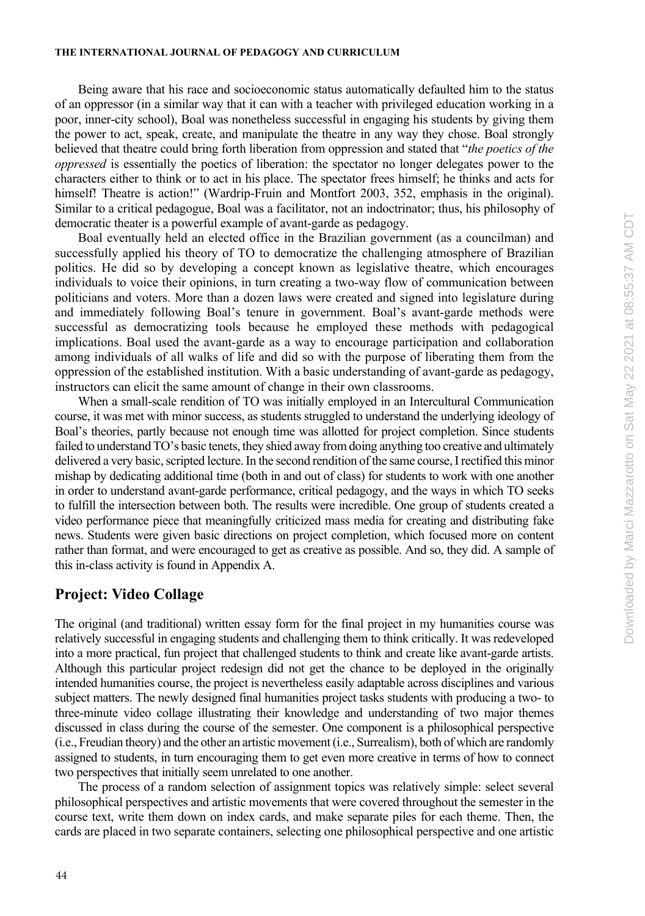Being aware that his race and socioeconomic status automatically defaulted him to the status of an oppressor (in a similar way that it can with a teacher with privileged education working in a poor, inner-city school), Boal was nonetheless successful in engaging his students by giving them the power to act, speak, create, and manipulate the theatre in any way they chose. Boal strongly believed that theatre could bring forth liberation from oppression and stated that "*the poetics of the oppressed* is essentially the poetics of liberation: the spectator no longer delegates power to the characters either to think or to act in his place. The spectator frees himself; he thinks and acts for himself! Theatre is action!" (Wardrip-Fruin and Montfort 2003, 352, emphasis in the original). Similar to a critical pedagogue, Boal was a facilitator, not an indoctrinator; thus, his philosophy of democratic theater is a powerful example of avant-garde as pedagogy.

Boal eventually held an elected office in the Brazilian government (as a councilman) and successfully applied his theory of TO to democratize the challenging atmosphere of Brazilian politics. He did so by developing a concept known as legislative theatre, which encourages individuals to voice their opinions, in turn creating a two-way flow of communication between politicians and voters. More than a dozen laws were created and signed into legislature during and immediately following Boal's tenure in government. Boal's avant-garde methods were successful as democratizing tools because he employed these methods with pedagogical implications. Boal used the avant-garde as a way to encourage participation and collaboration among individuals of all walks of life and did so with the purpose of liberating them from the oppression of the established institution. With a basic understanding of avant-garde as pedagogy, instructors can elicit the same amount of change in their own classrooms.

When a small-scale rendition of TO was initially employed in an Intercultural Communication course, it was met with minor success, as students struggled to understand the underlying ideology of Boal's theories, partly because not enough time was allotted for project completion. Since students failed to understand TO's basic tenets, they shied away from doing anything too creative and ultimately delivered a very basic, scripted lecture. In the second rendition of the same course, I rectified this minor mishap by dedicating additional time (both in and out of class) for students to work with one another in order to understand avant-garde performance, critical pedagogy, and the ways in which TO seeks to fulfill the intersection between both. The results were incredible. One group of students created a video performance piece that meaningfully criticized mass media for creating and distributing fake news. Students were given basic directions on project completion, which focused more on content rather than format, and were encouraged to get as creative as possible. And so, they did. A sample of this in-class activity is found in Appendix A.

## Project: Video Collage

The original (and traditional) written essay form for the final project in my humanities course was relatively successful in engaging students and challenging them to think critically. It was redeveloped into a more practical, fun project that challenged students to think and create like avant-garde artists. Although this particular project redesign did not get the chance to be deployed in the originally intended humanities course, the project is nevertheless easily adaptable across disciplines and various subject matters. The newly designed final humanities project tasks students with producing a two- to three-minute video collage illustrating their knowledge and understanding of two major themes discussed in class during the course of the semester. One component is a philosophical perspective (i.e., Freudian theory) and the other an artistic movement (i.e., Surrealism), both of which are randomly assigned to students, in turn encouraging them to get even more creative in terms of how to connect two perspectives that initially seem unrelated to one another.

The process of a random selection of assignment topics was relatively simple: select several philosophical perspectives and artistic movements that were covered throughout the semester in the course text, write them down on index cards, and make separate piles for each theme. Then, the cards are placed in two separate containers, selecting one philosophical perspective and one artistic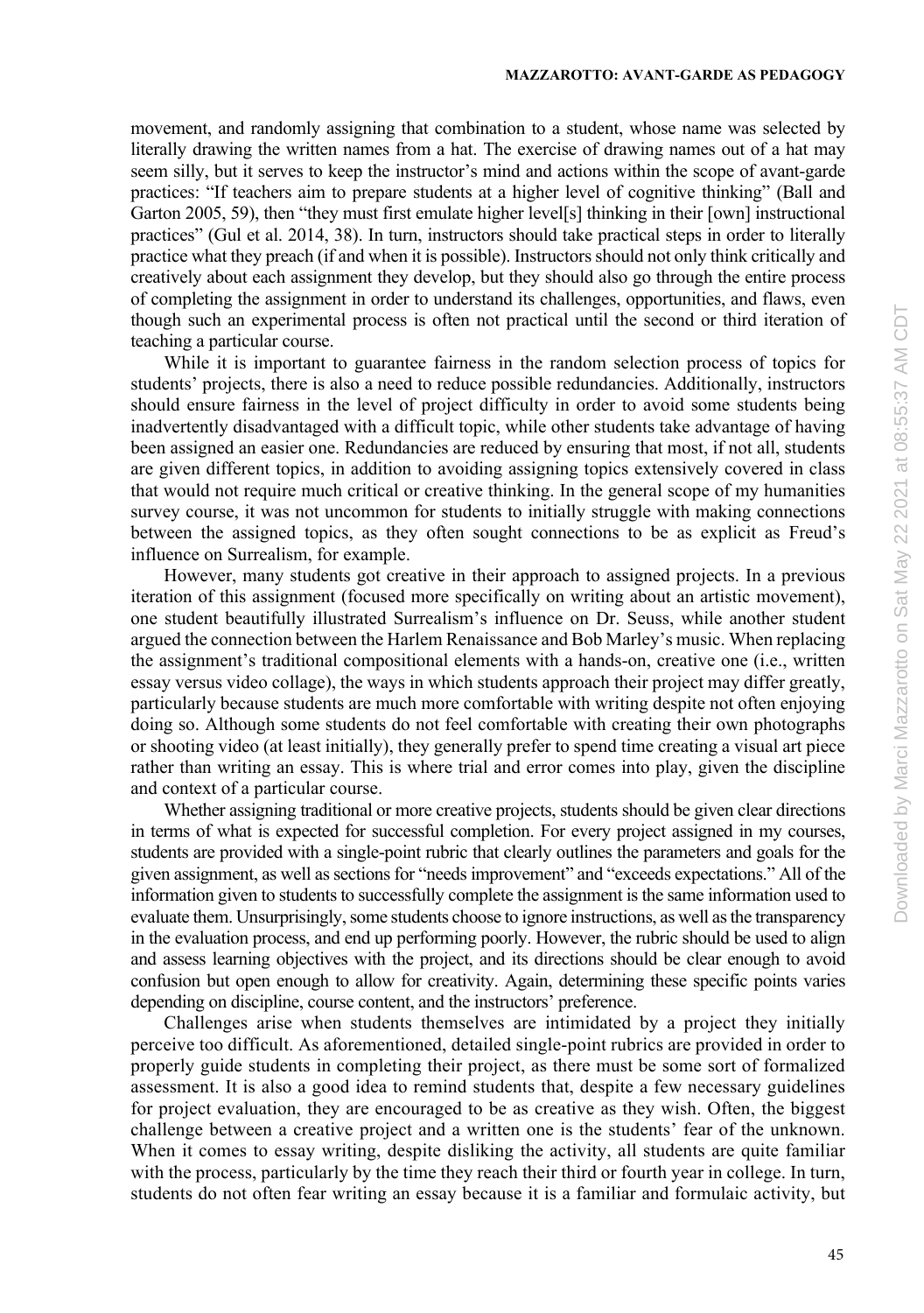movement, and randomly assigning that combination to a student, whose name was selected by literally drawing the written names from a hat. The exercise of drawing names out of a hat may seem silly, but it serves to keep the instructor's mind and actions within the scope of avant-garde practices: "If teachers aim to prepare students at a higher level of cognitive thinking" (Ball and Garton 2005, 59), then "they must first emulate higher level[s] thinking in their [own] instructional practices" (Gul et al. 2014, 38). In turn, instructors should take practical steps in order to literally practice what they preach (if and when it is possible). Instructors should not only think critically and creatively about each assignment they develop, but they should also go through the entire process of completing the assignment in order to understand its challenges, opportunities, and flaws, even though such an experimental process is often not practical until the second or third iteration of teaching a particular course.

While it is important to guarantee fairness in the random selection process of topics for students' projects, there is also a need to reduce possible redundancies. Additionally, instructors should ensure fairness in the level of project difficulty in order to avoid some students being inadvertently disadvantaged with a difficult topic, while other students take advantage of having been assigned an easier one. Redundancies are reduced by ensuring that most, if not all, students are given different topics, in addition to avoiding assigning topics extensively covered in class that would not require much critical or creative thinking. In the general scope of my humanities survey course, it was not uncommon for students to initially struggle with making connections between the assigned topics, as they often sought connections to be as explicit as Freud's influence on Surrealism, for example.

However, many students got creative in their approach to assigned projects. In a previous iteration of this assignment (focused more specifically on writing about an artistic movement), one student beautifully illustrated Surrealism's influence on Dr. Seuss, while another student argued the connection between the Harlem Renaissance and Bob Marley's music. When replacing the assignment's traditional compositional elements with a hands-on, creative one (i.e., written essay versus video collage), the ways in which students approach their project may differ greatly, particularly because students are much more comfortable with writing despite not often enjoying doing so. Although some students do not feel comfortable with creating their own photographs or shooting video (at least initially), they generally prefer to spend time creating a visual art piece rather than writing an essay. This is where trial and error comes into play, given the discipline and context of a particular course.

Whether assigning traditional or more creative projects, students should be given clear directions in terms of what is expected for successful completion. For every project assigned in my courses, students are provided with a single-point rubric that clearly outlines the parameters and goals for the given assignment, as well as sections for "needs improvement" and "exceeds expectations." All of the information given to students to successfully complete the assignment is the same information used to evaluate them. Unsurprisingly, some students choose to ignore instructions, as well as the transparency in the evaluation process, and end up performing poorly. However, the rubric should be used to align and assess learning objectives with the project, and its directions should be clear enough to avoid confusion but open enough to allow for creativity. Again, determining these specific points varies depending on discipline, course content, and the instructors' preference.

Challenges arise when students themselves are intimidated by a project they initially perceive too difficult. As aforementioned, detailed single-point rubrics are provided in order to properly guide students in completing their project, as there must be some sort of formalized assessment. It is also a good idea to remind students that, despite a few necessary guidelines for project evaluation, they are encouraged to be as creative as they wish. Often, the biggest challenge between a creative project and a written one is the students' fear of the unknown. When it comes to essay writing, despite disliking the activity, all students are quite familiar with the process, particularly by the time they reach their third or fourth year in college. In turn, students do not often fear writing an essay because it is a familiar and formulaic activity, but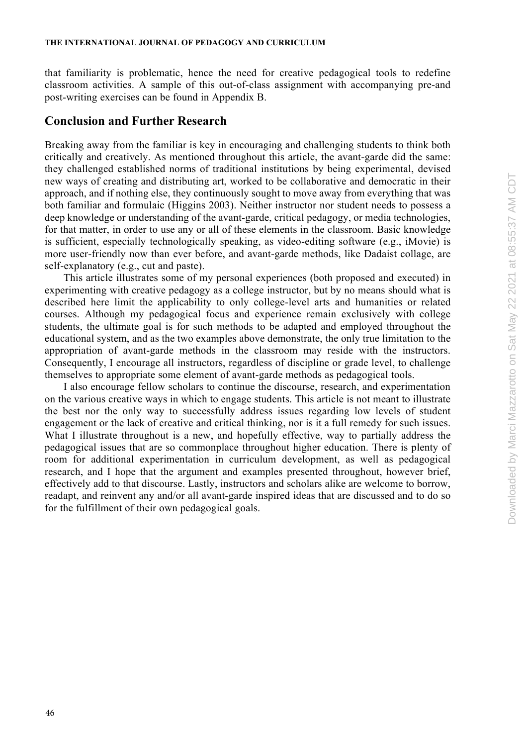that familiarity is problematic, hence the need for creative pedagogical tools to redefine classroom activities. A sample of this out-of-class assignment with accompanying pre-and post-writing exercises can be found in Appendix B.

## Conclusion and Further Research

Breaking away from the familiar is key in encouraging and challenging students to think both critically and creatively. As mentioned throughout this article, the avant-garde did the same: they challenged established norms of traditional institutions by being experimental, devised new ways of creating and distributing art, worked to be collaborative and democratic in their approach, and if nothing else, they continuously sought to move away from everything that was both familiar and formulaic (Higgins 2003). Neither instructor nor student needs to possess a deep knowledge or understanding of the avant-garde, critical pedagogy, or media technologies, for that matter, in order to use any or all of these elements in the classroom. Basic knowledge is sufficient, especially technologically speaking, as video-editing software (e.g., iMovie) is more user-friendly now than ever before, and avant-garde methods, like Dadaist collage, are self-explanatory (e.g., cut and paste).

This article illustrates some of my personal experiences (both proposed and executed) in experimenting with creative pedagogy as a college instructor, but by no means should what is described here limit the applicability to only college-level arts and humanities or related courses. Although my pedagogical focus and experience remain exclusively with college students, the ultimate goal is for such methods to be adapted and employed throughout the educational system, and as the two examples above demonstrate, the only true limitation to the appropriation of avant-garde methods in the classroom may reside with the instructors. Consequently, I encourage all instructors, regardless of discipline or grade level, to challenge themselves to appropriate some element of avant-garde methods as pedagogical tools.

I also encourage fellow scholars to continue the discourse, research, and experimentation on the various creative ways in which to engage students. This article is not meant to illustrate the best nor the only way to successfully address issues regarding low levels of student engagement or the lack of creative and critical thinking, nor is it a full remedy for such issues. What I illustrate throughout is a new, and hopefully effective, way to partially address the pedagogical issues that are so commonplace throughout higher education. There is plenty of room for additional experimentation in curriculum development, as well as pedagogical research, and I hope that the argument and examples presented throughout, however brief, effectively add to that discourse. Lastly, instructors and scholars alike are welcome to borrow, readapt, and reinvent any and/or all avant-garde inspired ideas that are discussed and to do so for the fulfillment of their own pedagogical goals.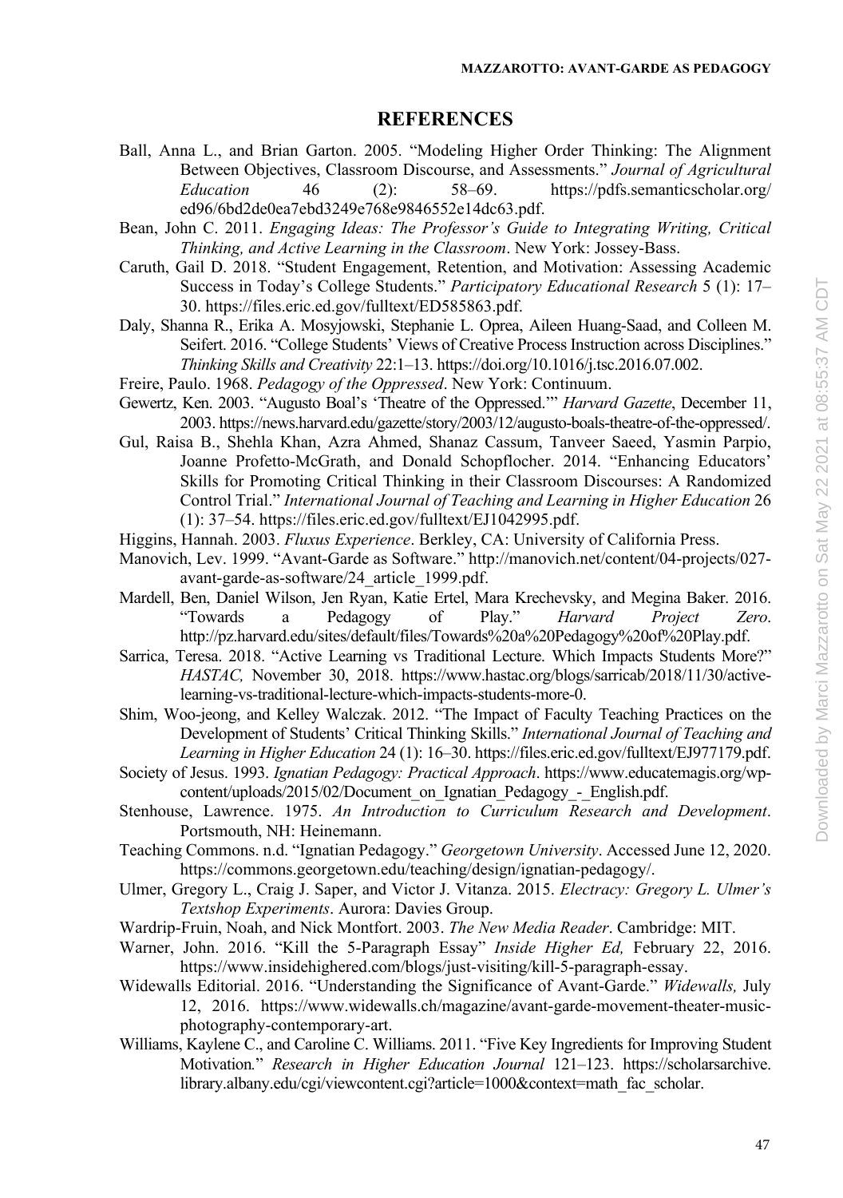## REFERENCES

Ball, Anna L., and Brian Garton. 2005. "Modeling Higher Order Thinking: The Alignment Between Objectives, Classroom Discourse, and Assessments." *Journal of Agricultural Education* 46 (2): 58–69. https://pdfs.semanticscholar.org/ed96/6bd2de0ea7ebd3249e768e9846552e14dc63.pdf.

Bean, John C. 2011. *Engaging Ideas: The Professor's Guide to Integrating Writing, Critical Thinking, and Active Learning in the Classroom*. New York: Jossey-Bass.

Caruth, Gail D. 2018. "Student Engagement, Retention, and Motivation: Assessing Academic Success in Today's College Students." *Participatory Educational Research* 5 (1): 17–30. https://files.eric.ed.gov/fulltext/ED585863.pdf.

Daly, Shanna R., Erika A. Mosyjowski, Stephanie L. Oprea, Aileen Huang-Saad, and Colleen M. Seifert. 2016. "College Students' Views of Creative Process Instruction across Disciplines." *Thinking Skills and Creativity* 22:1–13. https://doi.org/10.1016/j.tsc.2016.07.002.

Freire, Paulo. 1968. *Pedagogy of the Oppressed*. New York: Continuum.

Gewertz, Ken. 2003. "Augusto Boal's 'Theatre of the Oppressed.'" *Harvard Gazette*, December 11, 2003. https://news.harvard.edu/gazette/story/2003/12/augusto-boals-theatre-of-the-oppressed/.

Gul, Raisa B., Shehla Khan, Azra Ahmed, Shanaz Cassum, Tanveer Saeed, Yasmin Parpio, Joanne Profetto-McGrath, and Donald Schopflocher. 2014. "Enhancing Educators' Skills for Promoting Critical Thinking in their Classroom Discourses: A Randomized Control Trial." *International Journal of Teaching and Learning in Higher Education* 26 (1): 37–54. https://files.eric.ed.gov/fulltext/EJ1042995.pdf.

Higgins, Hannah. 2003. *Fluxus Experience*. Berkley, CA: University of California Press.

Manovich, Lev. 1999. "Avant-Garde as Software." http://manovich.net/content/04-projects/027-avant-garde-as-software/24_article_1999.pdf.

Mardell, Ben, Daniel Wilson, Jen Ryan, Katie Ertel, Mara Krechevsky, and Megina Baker. 2016. "Towards a Pedagogy of Play." *Harvard Project Zero*. http://pz.harvard.edu/sites/default/files/Towards%20a%20Pedagogy%20of%20Play.pdf.

Sarrica, Teresa. 2018. "Active Learning vs Traditional Lecture. Which Impacts Students More?" *HASTAC,* November 30, 2018. https://www.hastac.org/blogs/sarricab/2018/11/30/active-learning-vs-traditional-lecture-which-impacts-students-more-0.

Shim, Woo-jeong, and Kelley Walczak. 2012. "The Impact of Faculty Teaching Practices on the Development of Students' Critical Thinking Skills." *International Journal of Teaching and Learning in Higher Education* 24 (1): 16–30. https://files.eric.ed.gov/fulltext/EJ977179.pdf.

Society of Jesus. 1993. *Ignatian Pedagogy: Practical Approach*. https://www.educatemagis.org/wp-content/uploads/2015/02/Document_on_Ignatian_Pedagogy_-_English.pdf.

Stenhouse, Lawrence. 1975. *An Introduction to Curriculum Research and Development*. Portsmouth, NH: Heinemann.

Teaching Commons. n.d. "Ignatian Pedagogy." *Georgetown University*. Accessed June 12, 2020. https://commons.georgetown.edu/teaching/design/ignatian-pedagogy/.

Ulmer, Gregory L., Craig J. Saper, and Victor J. Vitanza. 2015. *Electracy: Gregory L. Ulmer's Textshop Experiments*. Aurora: Davies Group.

Wardrip-Fruin, Noah, and Nick Montfort. 2003. *The New Media Reader*. Cambridge: MIT.

Warner, John. 2016. "Kill the 5-Paragraph Essay" *Inside Higher Ed,* February 22, 2016. https://www.insidehighered.com/blogs/just-visiting/kill-5-paragraph-essay.

Widewalls Editorial. 2016. "Understanding the Significance of Avant-Garde." *Widewalls,* July 12, 2016. https://www.widewalls.ch/magazine/avant-garde-movement-theater-music-photography-contemporary-art.

Williams, Kaylene C., and Caroline C. Williams. 2011. "Five Key Ingredients for Improving Student Motivation." *Research in Higher Education Journal* 121–123. https://scholarsarchive.library.albany.edu/cgi/viewcontent.cgi?article=1000&context=math_fac_scholar.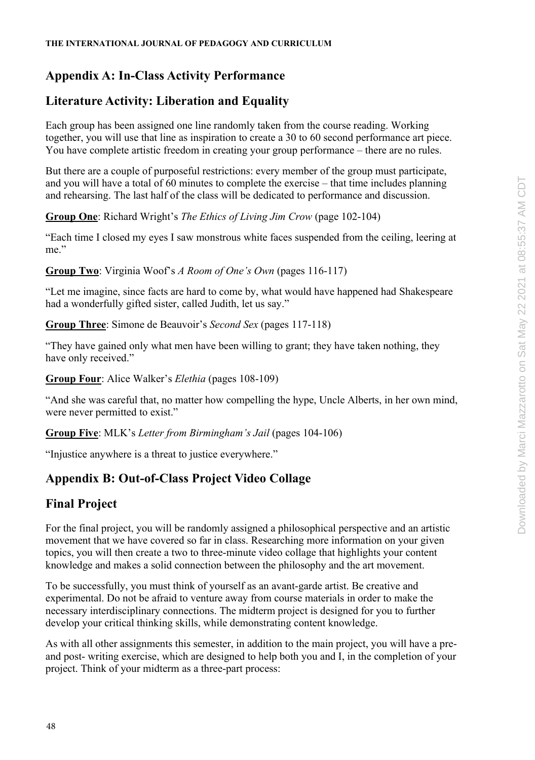## Appendix A: In-Class Activity Performance

## Literature Activity: Liberation and Equality

Each group has been assigned one line randomly taken from the course reading. Working together, you will use that line as inspiration to create a 30 to 60 second performance art piece. You have complete artistic freedom in creating your group performance – there are no rules.

But there are a couple of purposeful restrictions: every member of the group must participate, and you will have a total of 60 minutes to complete the exercise – that time includes planning and rehearsing. The last half of the class will be dedicated to performance and discussion.

**Group One**: Richard Wright's *The Ethics of Living Jim Crow* (page 102-104)

"Each time I closed my eyes I saw monstrous white faces suspended from the ceiling, leering at me."

**Group Two**: Virginia Woof's *A Room of One's Own* (pages 116-117)

"Let me imagine, since facts are hard to come by, what would have happened had Shakespeare had a wonderfully gifted sister, called Judith, let us say."

**Group Three**: Simone de Beauvoir's *Second Sex* (pages 117-118)

"They have gained only what men have been willing to grant; they have taken nothing, they have only received."

**Group Four**: Alice Walker's *Elethia* (pages 108-109)

"And she was careful that, no matter how compelling the hype, Uncle Alberts, in her own mind, were never permitted to exist."

**Group Five**: MLK's *Letter from Birmingham's Jail* (pages 104-106)

"Injustice anywhere is a threat to justice everywhere."

## Appendix B: Out-of-Class Project Video Collage

## Final Project

For the final project, you will be randomly assigned a philosophical perspective and an artistic movement that we have covered so far in class. Researching more information on your given topics, you will then create a two to three-minute video collage that highlights your content knowledge and makes a solid connection between the philosophy and the art movement.

To be successfully, you must think of yourself as an avant-garde artist. Be creative and experimental. Do not be afraid to venture away from course materials in order to make the necessary interdisciplinary connections. The midterm project is designed for you to further develop your critical thinking skills, while demonstrating content knowledge.

As with all other assignments this semester, in addition to the main project, you will have a pre- and post- writing exercise, which are designed to help both you and I, in the completion of your project. Think of your midterm as a three-part process: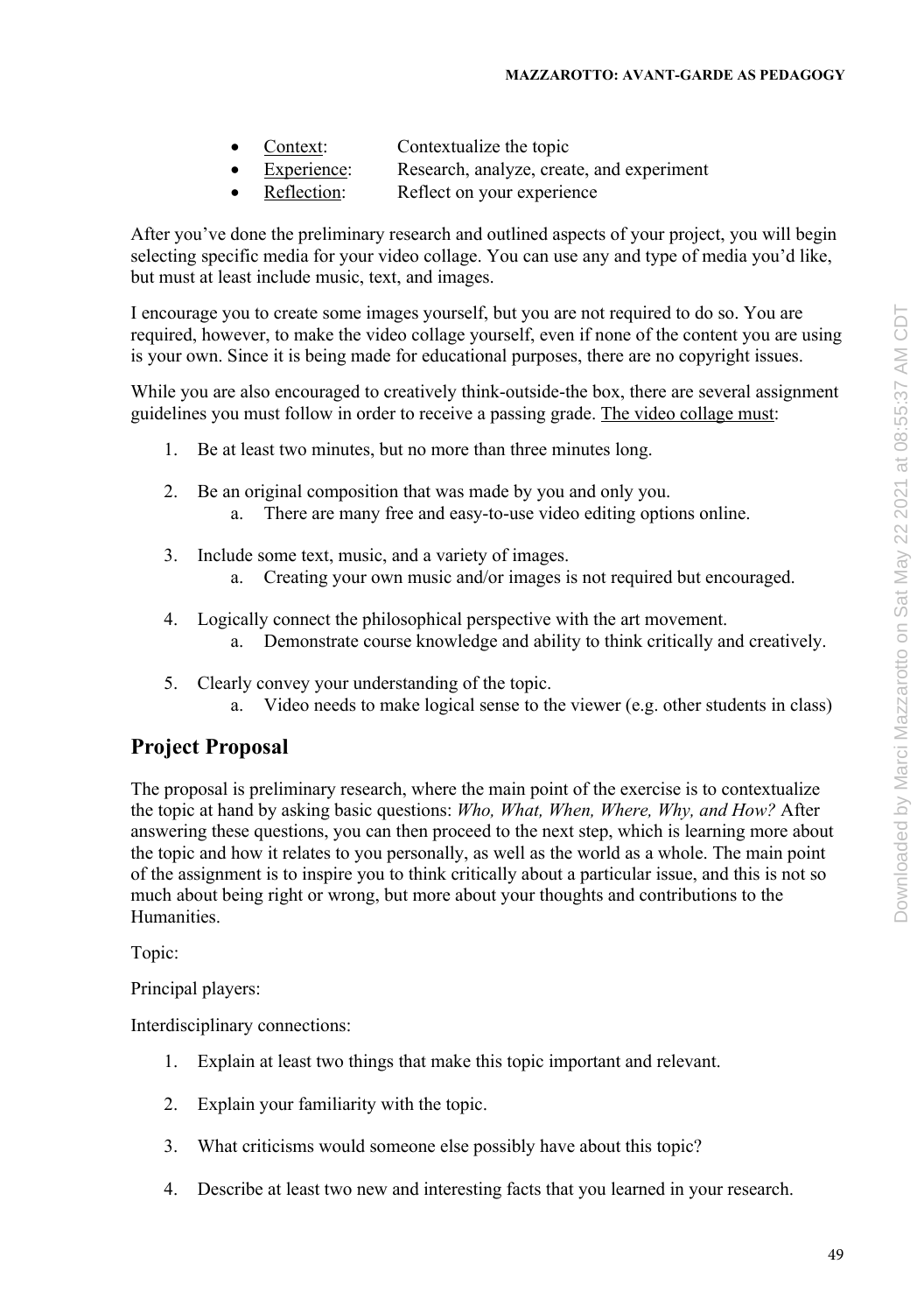- Context: Contextualize the topic
- Experience: Research, analyze, create, and experiment
- Reflection: Reflect on your experience

After you've done the preliminary research and outlined aspects of your project, you will begin selecting specific media for your video collage. You can use any and type of media you'd like, but must at least include music, text, and images.

I encourage you to create some images yourself, but you are not required to do so. You are required, however, to make the video collage yourself, even if none of the content you are using is your own. Since it is being made for educational purposes, there are no copyright issues.

While you are also encouraged to creatively think-outside-the box, there are several assignment guidelines you must follow in order to receive a passing grade. The video collage must:

1. Be at least two minutes, but no more than three minutes long.
2. Be an original composition that was made by you and only you.
   a. There are many free and easy-to-use video editing options online.
3. Include some text, music, and a variety of images.
   a. Creating your own music and/or images is not required but encouraged.
4. Logically connect the philosophical perspective with the art movement.
   a. Demonstrate course knowledge and ability to think critically and creatively.
5. Clearly convey your understanding of the topic.
   a. Video needs to make logical sense to the viewer (e.g. other students in class)

## Project Proposal

The proposal is preliminary research, where the main point of the exercise is to contextualize the topic at hand by asking basic questions: *Who, What, When, Where, Why, and How?* After answering these questions, you can then proceed to the next step, which is learning more about the topic and how it relates to you personally, as well as the world as a whole. The main point of the assignment is to inspire you to think critically about a particular issue, and this is not so much about being right or wrong, but more about your thoughts and contributions to the Humanities.

Topic:

Principal players:

Interdisciplinary connections:

1. Explain at least two things that make this topic important and relevant.
2. Explain your familiarity with the topic.
3. What criticisms would someone else possibly have about this topic?
4. Describe at least two new and interesting facts that you learned in your research.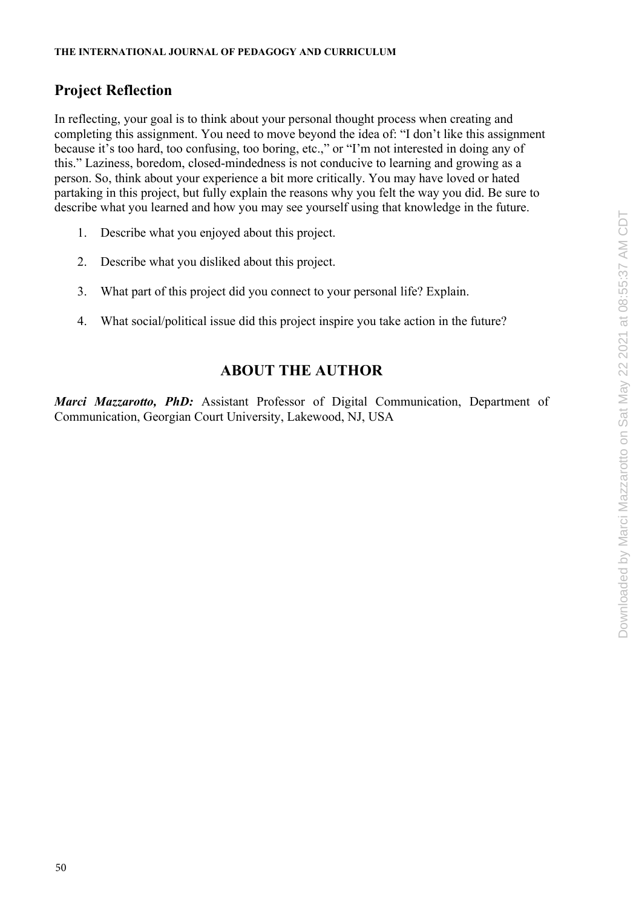## Project Reflection

In reflecting, your goal is to think about your personal thought process when creating and completing this assignment. You need to move beyond the idea of: "I don't like this assignment because it's too hard, too confusing, too boring, etc.," or "I'm not interested in doing any of this." Laziness, boredom, closed-mindedness is not conducive to learning and growing as a person. So, think about your experience a bit more critically. You may have loved or hated partaking in this project, but fully explain the reasons why you felt the way you did. Be sure to describe what you learned and how you may see yourself using that knowledge in the future.

1. Describe what you enjoyed about this project.
2. Describe what you disliked about this project.
3. What part of this project did you connect to your personal life? Explain.
4. What social/political issue did this project inspire you take action in the future?

## ABOUT THE AUTHOR

***Marci Mazzarotto, PhD:*** Assistant Professor of Digital Communication, Department of Communication, Georgian Court University, Lakewood, NJ, USA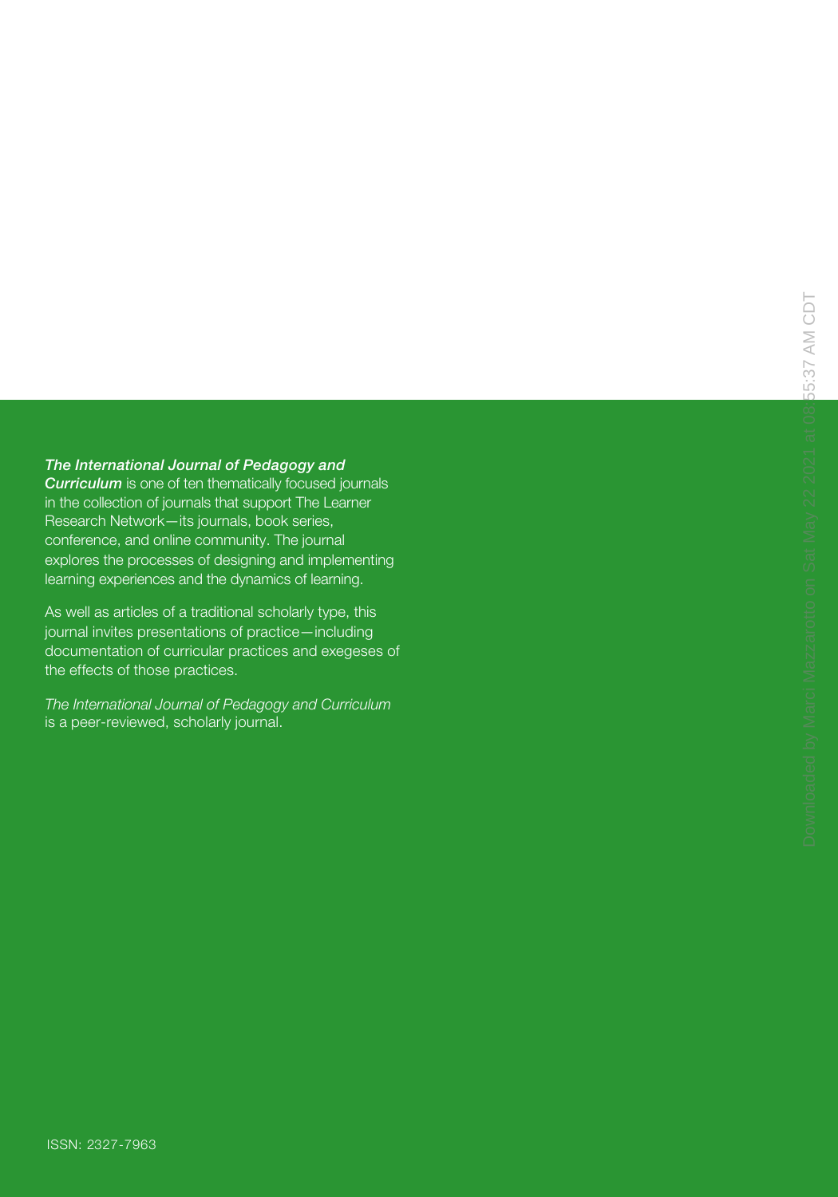***The International Journal of Pedagogy and Curriculum*** is one of ten thematically focused journals in the collection of journals that support The Learner Research Network—its journals, book series, conference, and online community. The journal explores the processes of designing and implementing learning experiences and the dynamics of learning.

As well as articles of a traditional scholarly type, this journal invites presentations of practice—including documentation of curricular practices and exegeses of the effects of those practices.

*The International Journal of Pedagogy and Curriculum* is a peer-reviewed, scholarly journal.

ISSN: 2327-7963